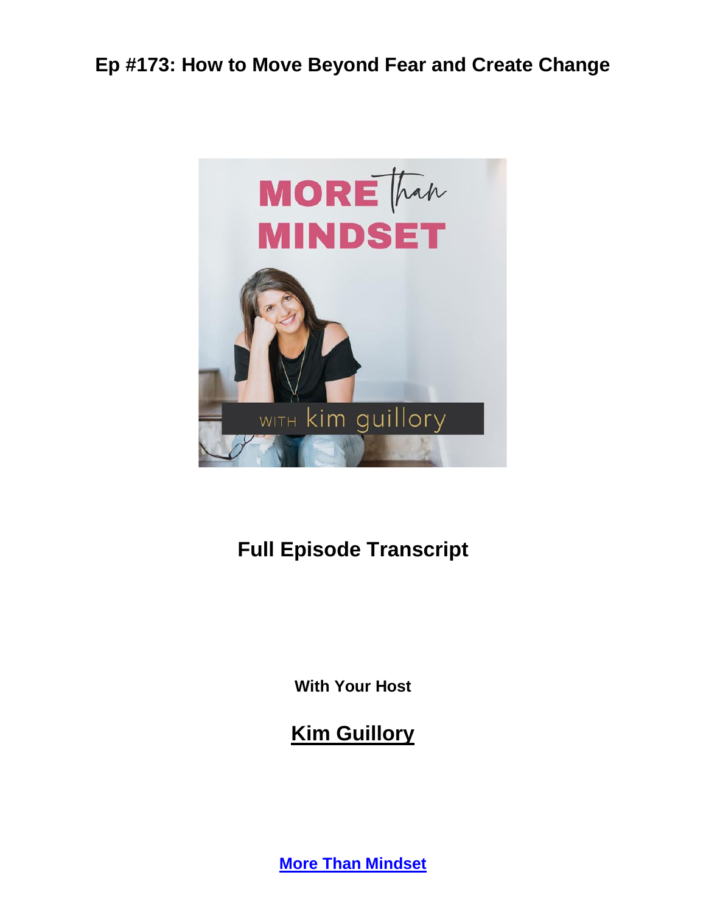# Ep #173: How to Move Beyond Fear and Create Change

## Full Episode Transcript

**With Your Host**

## Kim Guillory

**More Than Mindset**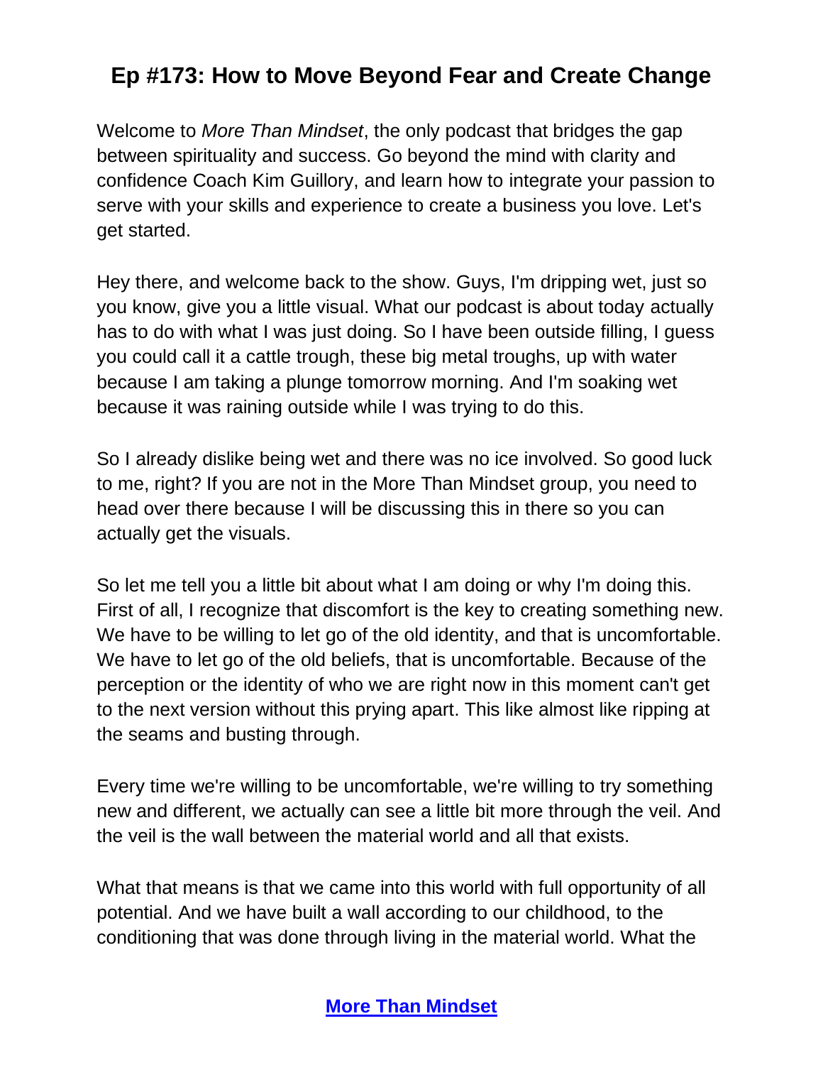# Ep #173: How to Move Beyond Fear and Create Change

Welcome to *More Than Mindset*, the only podcast that bridges the gap between spirituality and success. Go beyond the mind with clarity and confidence Coach Kim Guillory, and learn how to integrate your passion to serve with your skills and experience to create a business you love. Let's get started.

Hey there, and welcome back to the show. Guys, I'm dripping wet, just so you know, give you a little visual. What our podcast is about today actually has to do with what I was just doing. So I have been outside filling, I guess you could call it a cattle trough, these big metal troughs, up with water because I am taking a plunge tomorrow morning. And I'm soaking wet because it was raining outside while I was trying to do this.

So I already dislike being wet and there was no ice involved. So good luck to me, right? If you are not in the More Than Mindset group, you need to head over there because I will be discussing this in there so you can actually get the visuals.

So let me tell you a little bit about what I am doing or why I'm doing this. First of all, I recognize that discomfort is the key to creating something new. We have to be willing to let go of the old identity, and that is uncomfortable. We have to let go of the old beliefs, that is uncomfortable. Because of the perception or the identity of who we are right now in this moment can't get to the next version without this prying apart. This like almost like ripping at the seams and busting through.

Every time we're willing to be uncomfortable, we're willing to try something new and different, we actually can see a little bit more through the veil. And the veil is the wall between the material world and all that exists.

What that means is that we came into this world with full opportunity of all potential. And we have built a wall according to our childhood, to the conditioning that was done through living in the material world. What the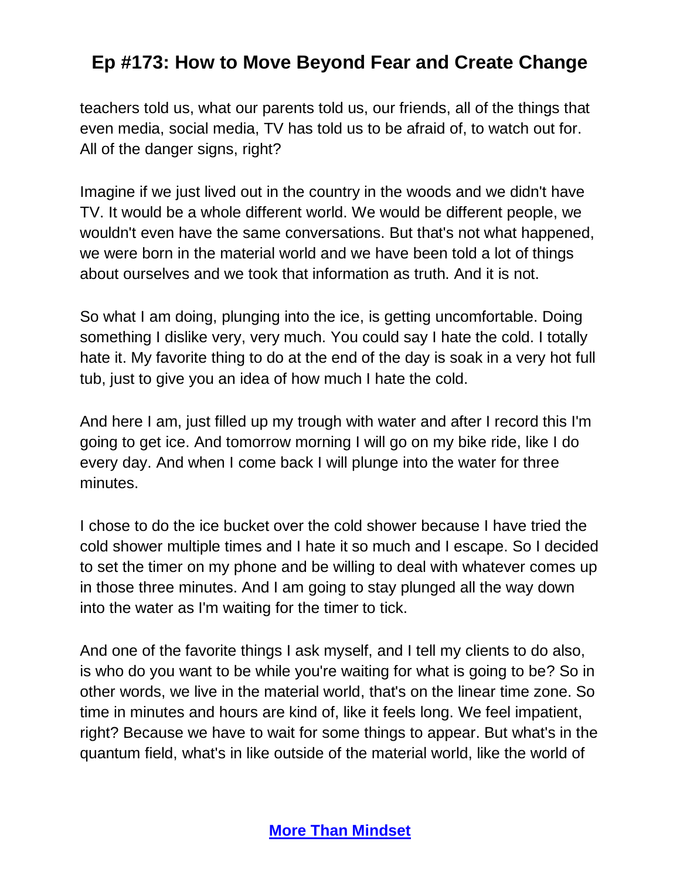teachers told us, what our parents told us, our friends, all of the things that even media, social media, TV has told us to be afraid of, to watch out for. All of the danger signs, right?

Imagine if we just lived out in the country in the woods and we didn't have TV. It would be a whole different world. We would be different people, we wouldn't even have the same conversations. But that's not what happened, we were born in the material world and we have been told a lot of things about ourselves and we took that information as truth. And it is not.

So what I am doing, plunging into the ice, is getting uncomfortable. Doing something I dislike very, very much. You could say I hate the cold. I totally hate it. My favorite thing to do at the end of the day is soak in a very hot full tub, just to give you an idea of how much I hate the cold.

And here I am, just filled up my trough with water and after I record this I'm going to get ice. And tomorrow morning I will go on my bike ride, like I do every day. And when I come back I will plunge into the water for three minutes.

I chose to do the ice bucket over the cold shower because I have tried the cold shower multiple times and I hate it so much and I escape. So I decided to set the timer on my phone and be willing to deal with whatever comes up in those three minutes. And I am going to stay plunged all the way down into the water as I'm waiting for the timer to tick.

And one of the favorite things I ask myself, and I tell my clients to do also, is who do you want to be while you're waiting for what is going to be? So in other words, we live in the material world, that's on the linear time zone. So time in minutes and hours are kind of, like it feels long. We feel impatient, right? Because we have to wait for some things to appear. But what's in the quantum field, what's in like outside of the material world, like the world of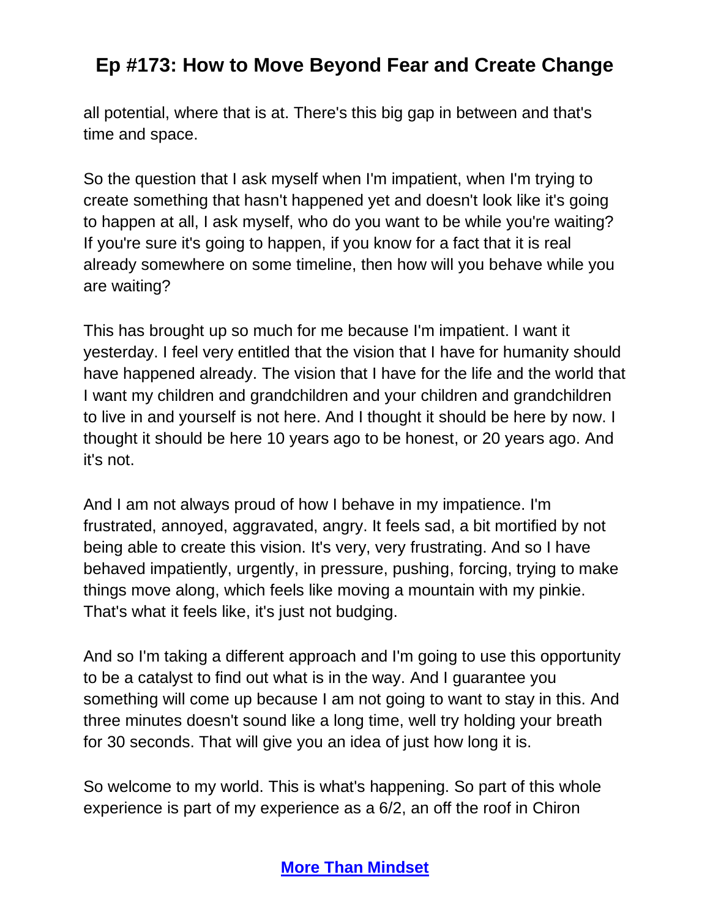all potential, where that is at. There's this big gap in between and that's time and space.

So the question that I ask myself when I'm impatient, when I'm trying to create something that hasn't happened yet and doesn't look like it's going to happen at all, I ask myself, who do you want to be while you're waiting? If you're sure it's going to happen, if you know for a fact that it is real already somewhere on some timeline, then how will you behave while you are waiting?

This has brought up so much for me because I'm impatient. I want it yesterday. I feel very entitled that the vision that I have for humanity should have happened already. The vision that I have for the life and the world that I want my children and grandchildren and your children and grandchildren to live in and yourself is not here. And I thought it should be here by now. I thought it should be here 10 years ago to be honest, or 20 years ago. And it's not.

And I am not always proud of how I behave in my impatience. I'm frustrated, annoyed, aggravated, angry. It feels sad, a bit mortified by not being able to create this vision. It's very, very frustrating. And so I have behaved impatiently, urgently, in pressure, pushing, forcing, trying to make things move along, which feels like moving a mountain with my pinkie. That's what it feels like, it's just not budging.

And so I'm taking a different approach and I'm going to use this opportunity to be a catalyst to find out what is in the way. And I guarantee you something will come up because I am not going to want to stay in this. And three minutes doesn't sound like a long time, well try holding your breath for 30 seconds. That will give you an idea of just how long it is.

So welcome to my world. This is what's happening. So part of this whole experience is part of my experience as a 6/2, an off the roof in Chiron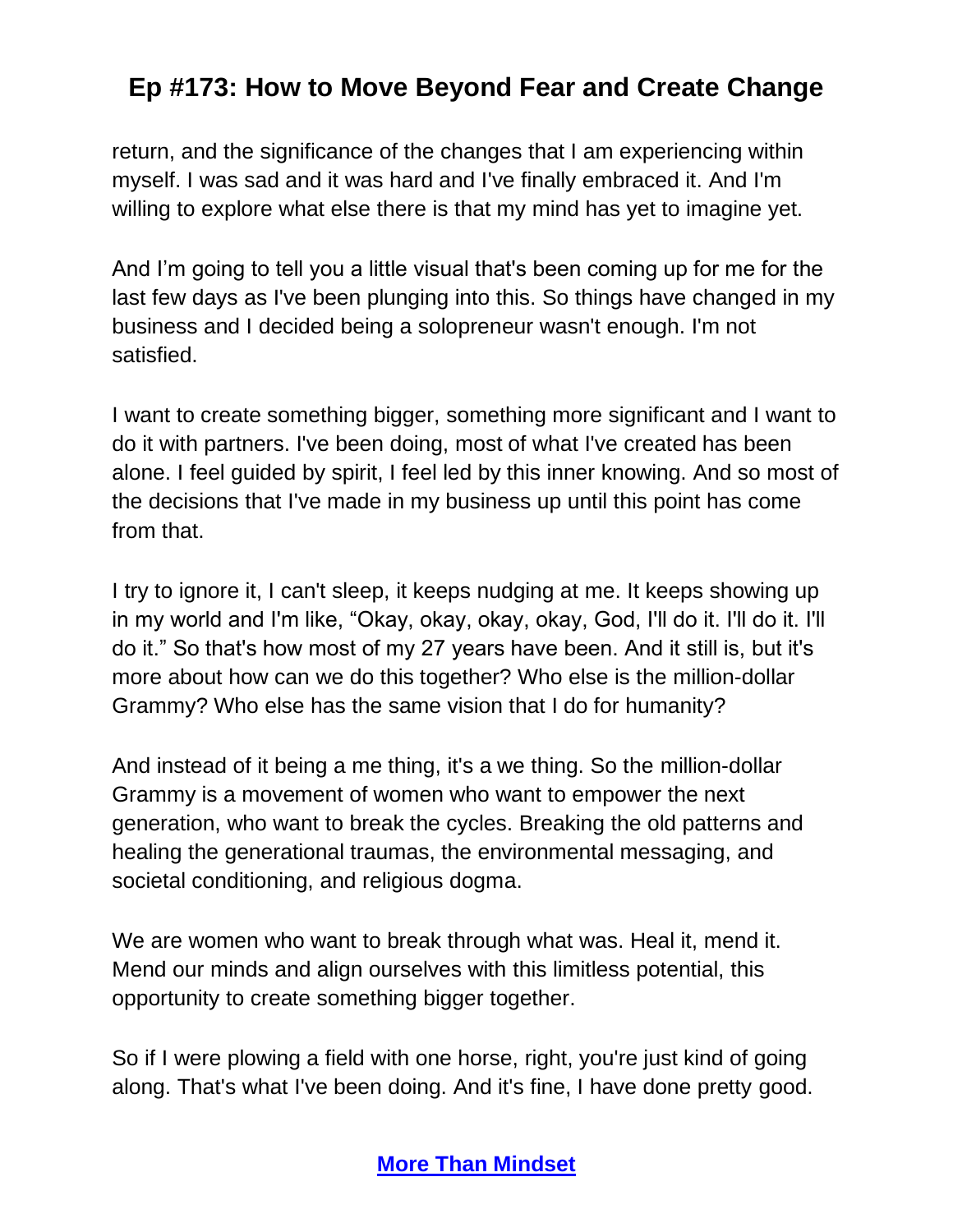return, and the significance of the changes that I am experiencing within myself. I was sad and it was hard and I've finally embraced it. And I'm willing to explore what else there is that my mind has yet to imagine yet.

And I'm going to tell you a little visual that's been coming up for me for the last few days as I've been plunging into this. So things have changed in my business and I decided being a solopreneur wasn't enough. I'm not satisfied.

I want to create something bigger, something more significant and I want to do it with partners. I've been doing, most of what I've created has been alone. I feel guided by spirit, I feel led by this inner knowing. And so most of the decisions that I've made in my business up until this point has come from that.

I try to ignore it, I can't sleep, it keeps nudging at me. It keeps showing up in my world and I'm like, "Okay, okay, okay, okay, God, I'll do it. I'll do it. I'll do it." So that's how most of my 27 years have been. And it still is, but it's more about how can we do this together? Who else is the million-dollar Grammy? Who else has the same vision that I do for humanity?

And instead of it being a me thing, it's a we thing. So the million-dollar Grammy is a movement of women who want to empower the next generation, who want to break the cycles. Breaking the old patterns and healing the generational traumas, the environmental messaging, and societal conditioning, and religious dogma.

We are women who want to break through what was. Heal it, mend it. Mend our minds and align ourselves with this limitless potential, this opportunity to create something bigger together.

So if I were plowing a field with one horse, right, you're just kind of going along. That's what I've been doing. And it's fine, I have done pretty good.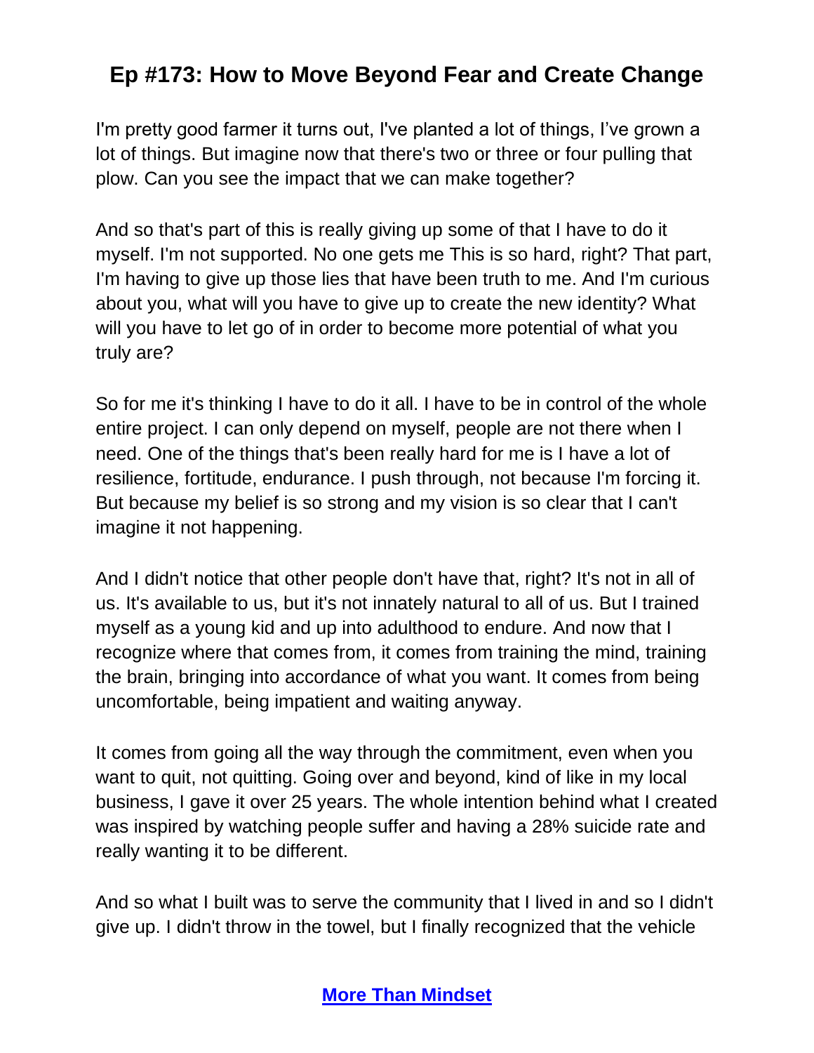I'm pretty good farmer it turns out, I've planted a lot of things, I've grown a lot of things. But imagine now that there's two or three or four pulling that plow. Can you see the impact that we can make together?

And so that's part of this is really giving up some of that I have to do it myself. I'm not supported. No one gets me This is so hard, right? That part, I'm having to give up those lies that have been truth to me. And I'm curious about you, what will you have to give up to create the new identity? What will you have to let go of in order to become more potential of what you truly are?

So for me it's thinking I have to do it all. I have to be in control of the whole entire project. I can only depend on myself, people are not there when I need. One of the things that's been really hard for me is I have a lot of resilience, fortitude, endurance. I push through, not because I'm forcing it. But because my belief is so strong and my vision is so clear that I can't imagine it not happening.

And I didn't notice that other people don't have that, right? It's not in all of us. It's available to us, but it's not innately natural to all of us. But I trained myself as a young kid and up into adulthood to endure. And now that I recognize where that comes from, it comes from training the mind, training the brain, bringing into accordance of what you want. It comes from being uncomfortable, being impatient and waiting anyway.

It comes from going all the way through the commitment, even when you want to quit, not quitting. Going over and beyond, kind of like in my local business, I gave it over 25 years. The whole intention behind what I created was inspired by watching people suffer and having a 28% suicide rate and really wanting it to be different.

And so what I built was to serve the community that I lived in and so I didn't give up. I didn't throw in the towel, but I finally recognized that the vehicle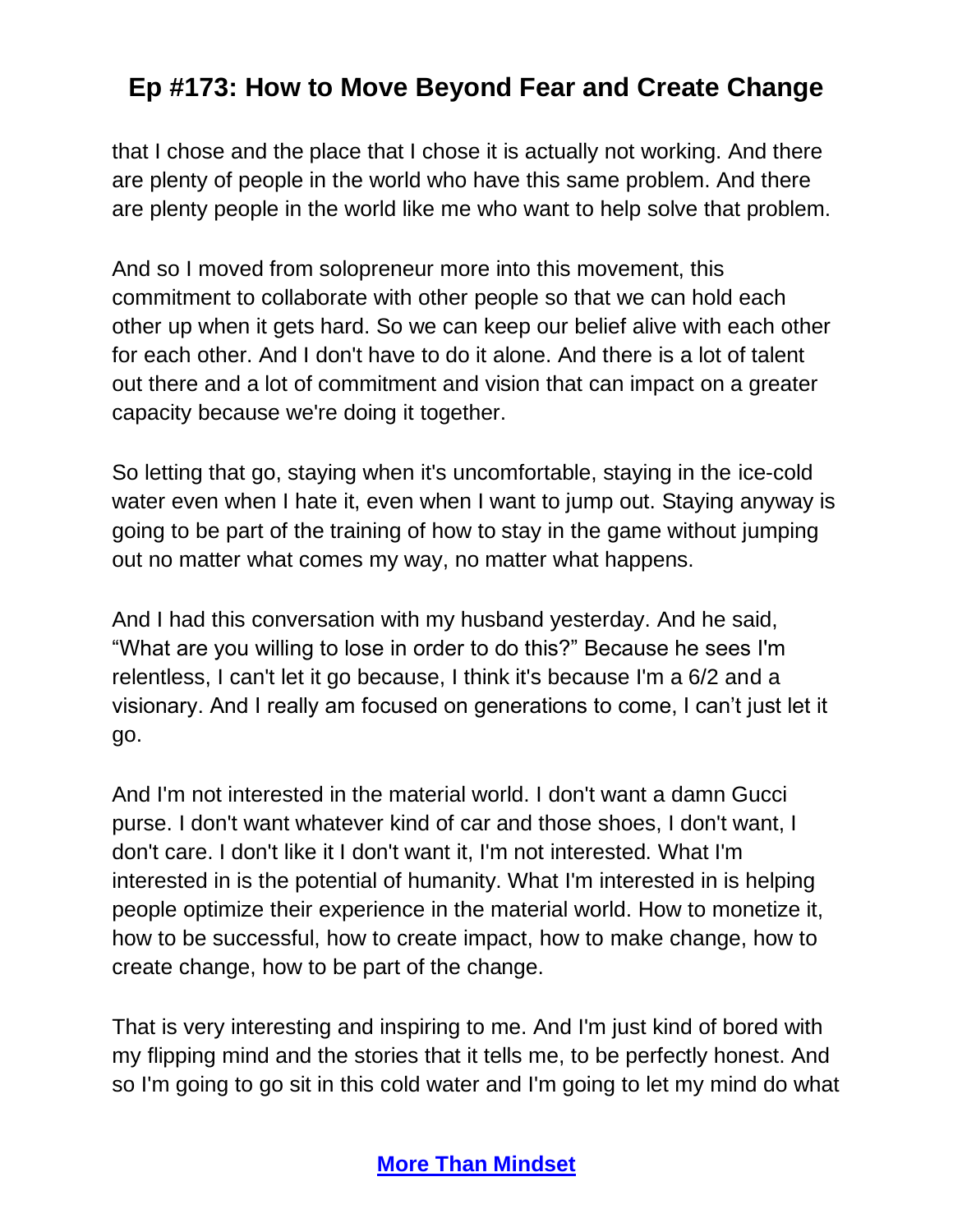that I chose and the place that I chose it is actually not working. And there are plenty of people in the world who have this same problem. And there are plenty people in the world like me who want to help solve that problem.

And so I moved from solopreneur more into this movement, this commitment to collaborate with other people so that we can hold each other up when it gets hard. So we can keep our belief alive with each other for each other. And I don't have to do it alone. And there is a lot of talent out there and a lot of commitment and vision that can impact on a greater capacity because we're doing it together.

So letting that go, staying when it's uncomfortable, staying in the ice-cold water even when I hate it, even when I want to jump out. Staying anyway is going to be part of the training of how to stay in the game without jumping out no matter what comes my way, no matter what happens.

And I had this conversation with my husband yesterday. And he said, "What are you willing to lose in order to do this?" Because he sees I'm relentless, I can't let it go because, I think it's because I'm a 6/2 and a visionary. And I really am focused on generations to come, I can't just let it go.

And I'm not interested in the material world. I don't want a damn Gucci purse. I don't want whatever kind of car and those shoes, I don't want, I don't care. I don't like it I don't want it, I'm not interested. What I'm interested in is the potential of humanity. What I'm interested in is helping people optimize their experience in the material world. How to monetize it, how to be successful, how to create impact, how to make change, how to create change, how to be part of the change.

That is very interesting and inspiring to me. And I'm just kind of bored with my flipping mind and the stories that it tells me, to be perfectly honest. And so I'm going to go sit in this cold water and I'm going to let my mind do what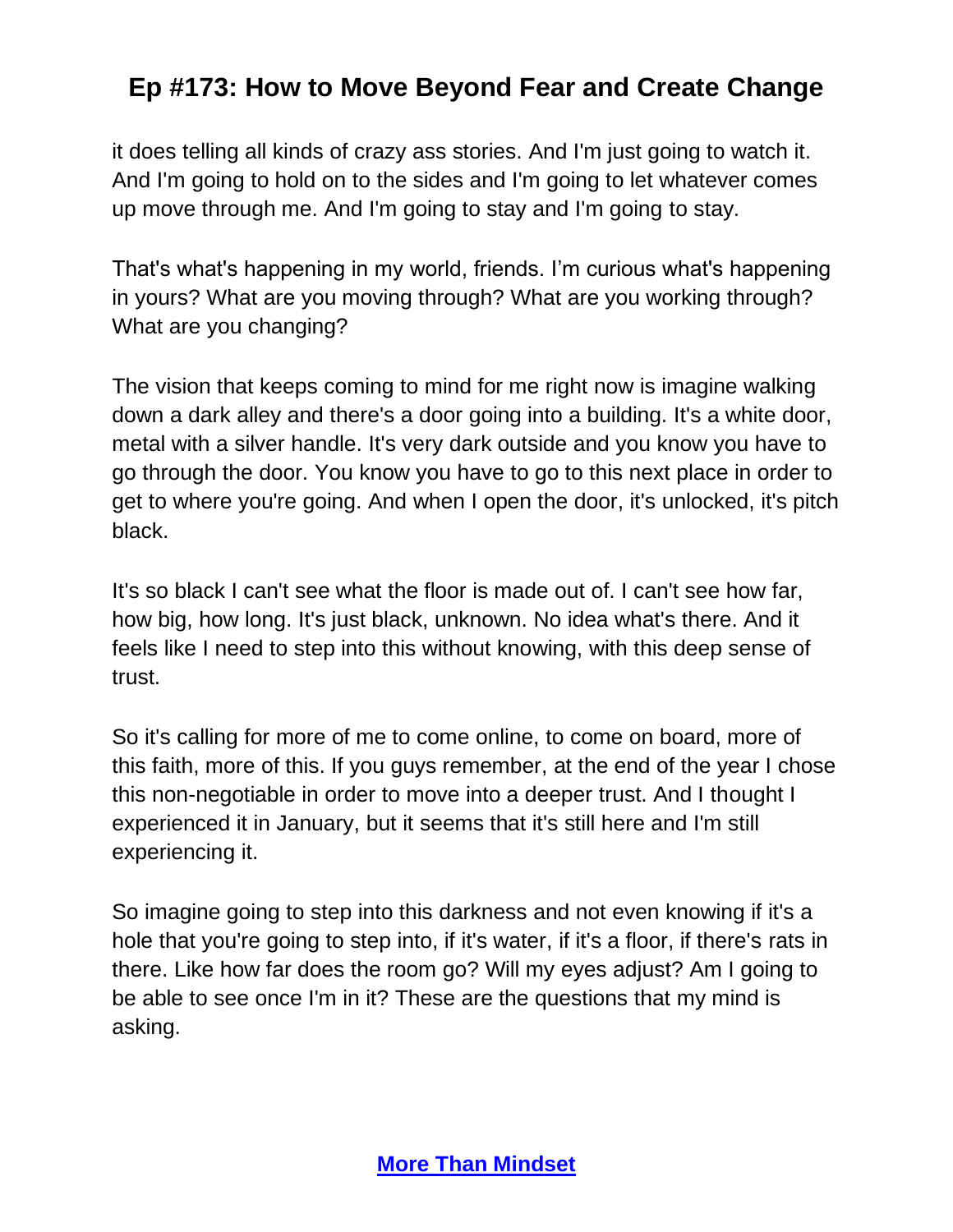it does telling all kinds of crazy ass stories. And I'm just going to watch it. And I'm going to hold on to the sides and I'm going to let whatever comes up move through me. And I'm going to stay and I'm going to stay.

That's what's happening in my world, friends. I'm curious what's happening in yours? What are you moving through? What are you working through? What are you changing?

The vision that keeps coming to mind for me right now is imagine walking down a dark alley and there's a door going into a building. It's a white door, metal with a silver handle. It's very dark outside and you know you have to go through the door. You know you have to go to this next place in order to get to where you're going. And when I open the door, it's unlocked, it's pitch black.

It's so black I can't see what the floor is made out of. I can't see how far, how big, how long. It's just black, unknown. No idea what's there. And it feels like I need to step into this without knowing, with this deep sense of trust.

So it's calling for more of me to come online, to come on board, more of this faith, more of this. If you guys remember, at the end of the year I chose this non-negotiable in order to move into a deeper trust. And I thought I experienced it in January, but it seems that it's still here and I'm still experiencing it.

So imagine going to step into this darkness and not even knowing if it's a hole that you're going to step into, if it's water, if it's a floor, if there's rats in there. Like how far does the room go? Will my eyes adjust? Am I going to be able to see once I'm in it? These are the questions that my mind is asking.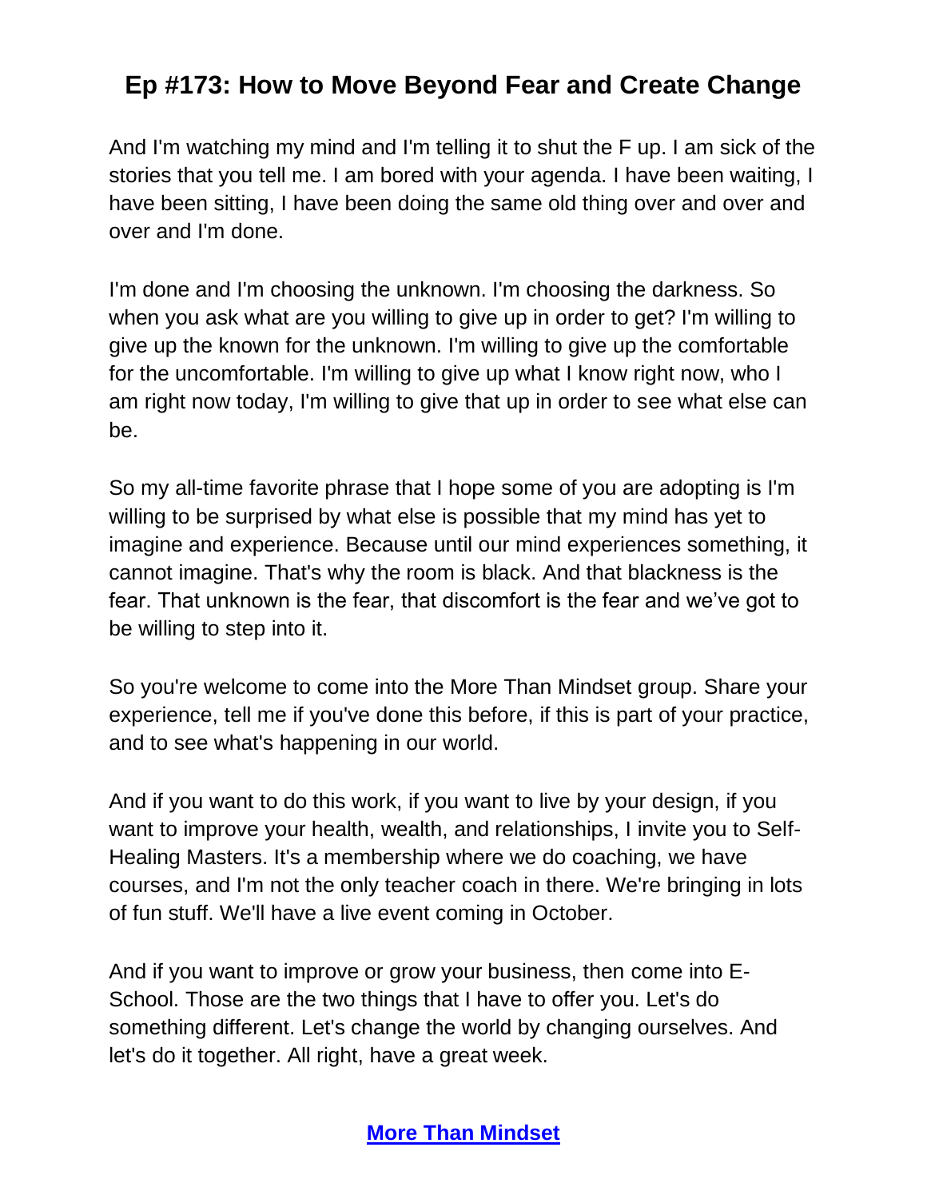And I'm watching my mind and I'm telling it to shut the F up. I am sick of the stories that you tell me. I am bored with your agenda. I have been waiting, I have been sitting, I have been doing the same old thing over and over and over and I'm done.

I'm done and I'm choosing the unknown. I'm choosing the darkness. So when you ask what are you willing to give up in order to get? I'm willing to give up the known for the unknown. I'm willing to give up the comfortable for the uncomfortable. I'm willing to give up what I know right now, who I am right now today, I'm willing to give that up in order to see what else can be.

So my all-time favorite phrase that I hope some of you are adopting is I'm willing to be surprised by what else is possible that my mind has yet to imagine and experience. Because until our mind experiences something, it cannot imagine. That's why the room is black. And that blackness is the fear. That unknown is the fear, that discomfort is the fear and we've got to be willing to step into it.

So you're welcome to come into the More Than Mindset group. Share your experience, tell me if you've done this before, if this is part of your practice, and to see what's happening in our world.

And if you want to do this work, if you want to live by your design, if you want to improve your health, wealth, and relationships, I invite you to Self-Healing Masters. It's a membership where we do coaching, we have courses, and I'm not the only teacher coach in there. We're bringing in lots of fun stuff. We'll have a live event coming in October.

And if you want to improve or grow your business, then come into E-School. Those are the two things that I have to offer you. Let's do something different. Let's change the world by changing ourselves. And let's do it together. All right, have a great week.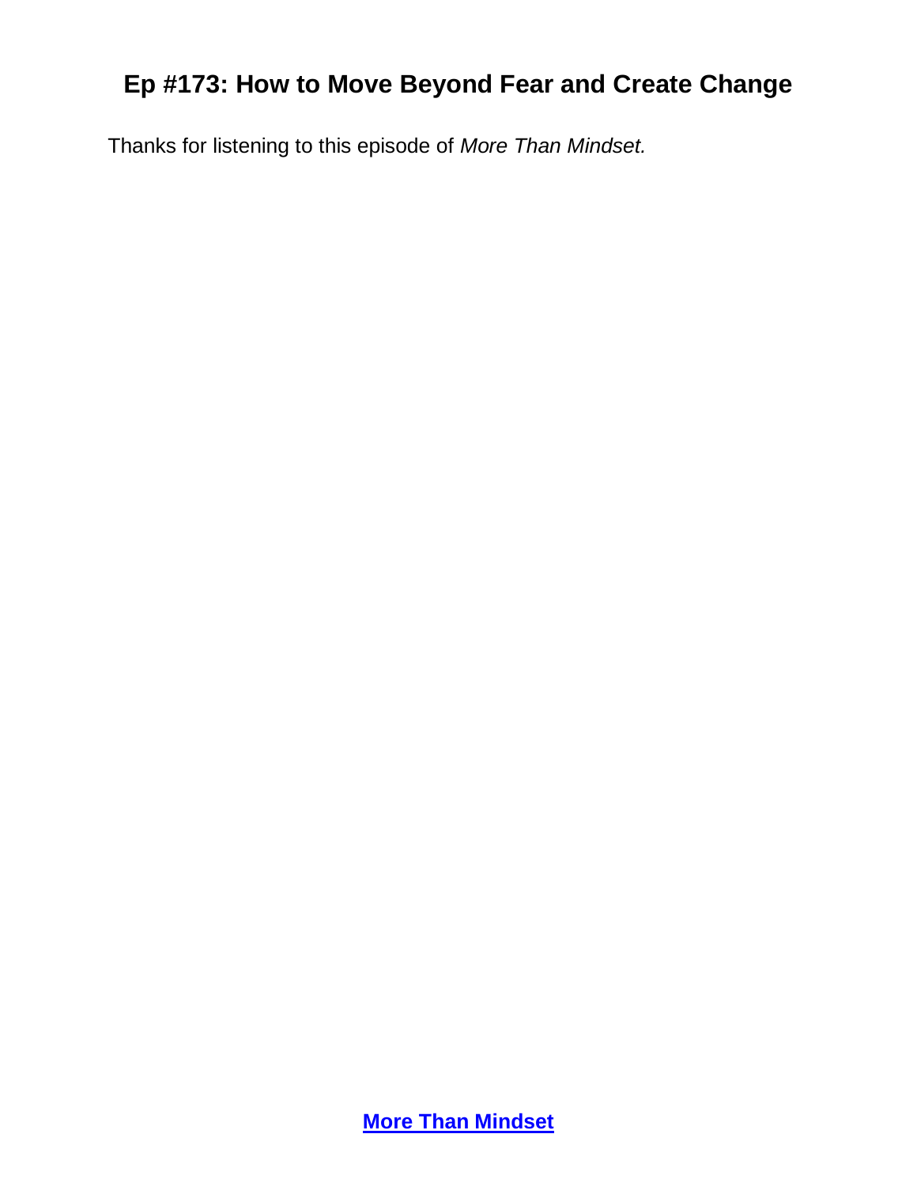# Ep #173: How to Move Beyond Fear and Create Change

Thanks for listening to this episode of *More Than Mindset.*